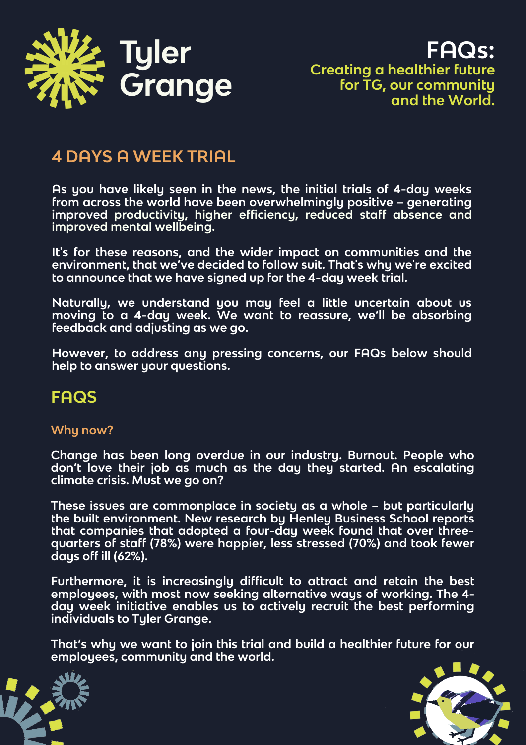# Tyler Grange

## FAQs:

**Creating a healthier future for TG, our community and the World.**

## 4 DAYS A WEEK TRIAL

As you have likely seen in the news, the initial trials of 4-day weeks from across the world have been overwhelmingly positive – generating improved productivity, higher efficiency, reduced staff absence and improved mental wellbeing.

It's for these reasons, and the wider impact on communities and the environment, that we've decided to follow suit. That's why we're excited to announce that we have signed up for the 4-day week trial.

Naturally, we understand you may feel a little uncertain about us moving to a 4-day week. We want to reassure, we'll be absorbing feedback and adjusting as we go.

However, to address any pressing concerns, our FAQs below should help to answer your questions.

## FAQS

### Why now?

Change has been long overdue in our industry. Burnout. People who don't love their job as much as the day they started. An escalating climate crisis. Must we go on?

These issues are commonplace in society as a whole – but particularly the built environment. New research by Henley Business School reports that companies that adopted a four-day week found that over three-quarters of staff (78%) were happier, less stressed (70%) and took fewer days off ill (62%).

Furthermore, it is increasingly difficult to attract and retain the best employees, with most now seeking alternative ways of working. The 4-day week initiative enables us to actively recruit the best performing individuals to Tyler Grange.

That's why we want to join this trial and build a healthier future for our employees, community and the world.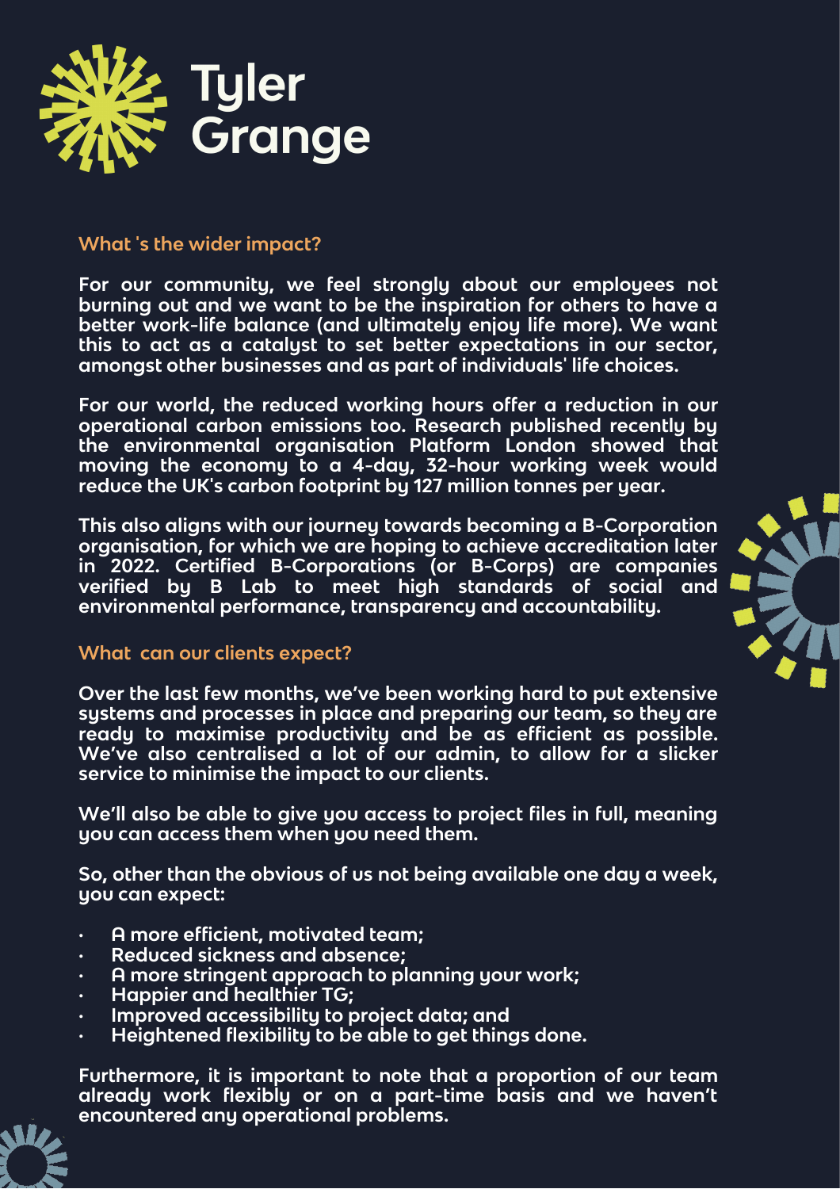# Tyler Grange

## What 's the wider impact?

For our community, we feel strongly about our employees not burning out and we want to be the inspiration for others to have a better work-life balance (and ultimately enjoy life more). We want this to act as a catalyst to set better expectations in our sector, amongst other businesses and as part of individuals' life choices.

For our world, the reduced working hours offer a reduction in our operational carbon emissions too. Research published recently by the environmental organisation Platform London showed that moving the economy to a 4-day, 32-hour working week would reduce the UK's carbon footprint by 127 million tonnes per year.

This also aligns with our journey towards becoming a B-Corporation organisation, for which we are hoping to achieve accreditation later in 2022. Certified B-Corporations (or B-Corps) are companies verified by B Lab to meet high standards of social and environmental performance, transparency and accountability.

## What  can our clients expect?

Over the last few months, we've been working hard to put extensive systems and processes in place and preparing our team, so they are ready to maximise productivity and be as efficient as possible. We've also centralised a lot of our admin, to allow for a slicker service to minimise the impact to our clients.

We'll also be able to give you access to project files in full, meaning you can access them when you need them.

So, other than the obvious of us not being available one day a week, you can expect:

- A more efficient, motivated team;
- Reduced sickness and absence;
- A more stringent approach to planning your work;
- Happier and healthier TG;
- Improved accessibility to project data; and
- Heightened flexibility to be able to get things done.

Furthermore, it is important to note that a proportion of our team already work flexibly or on a part-time basis and we haven't encountered any operational problems.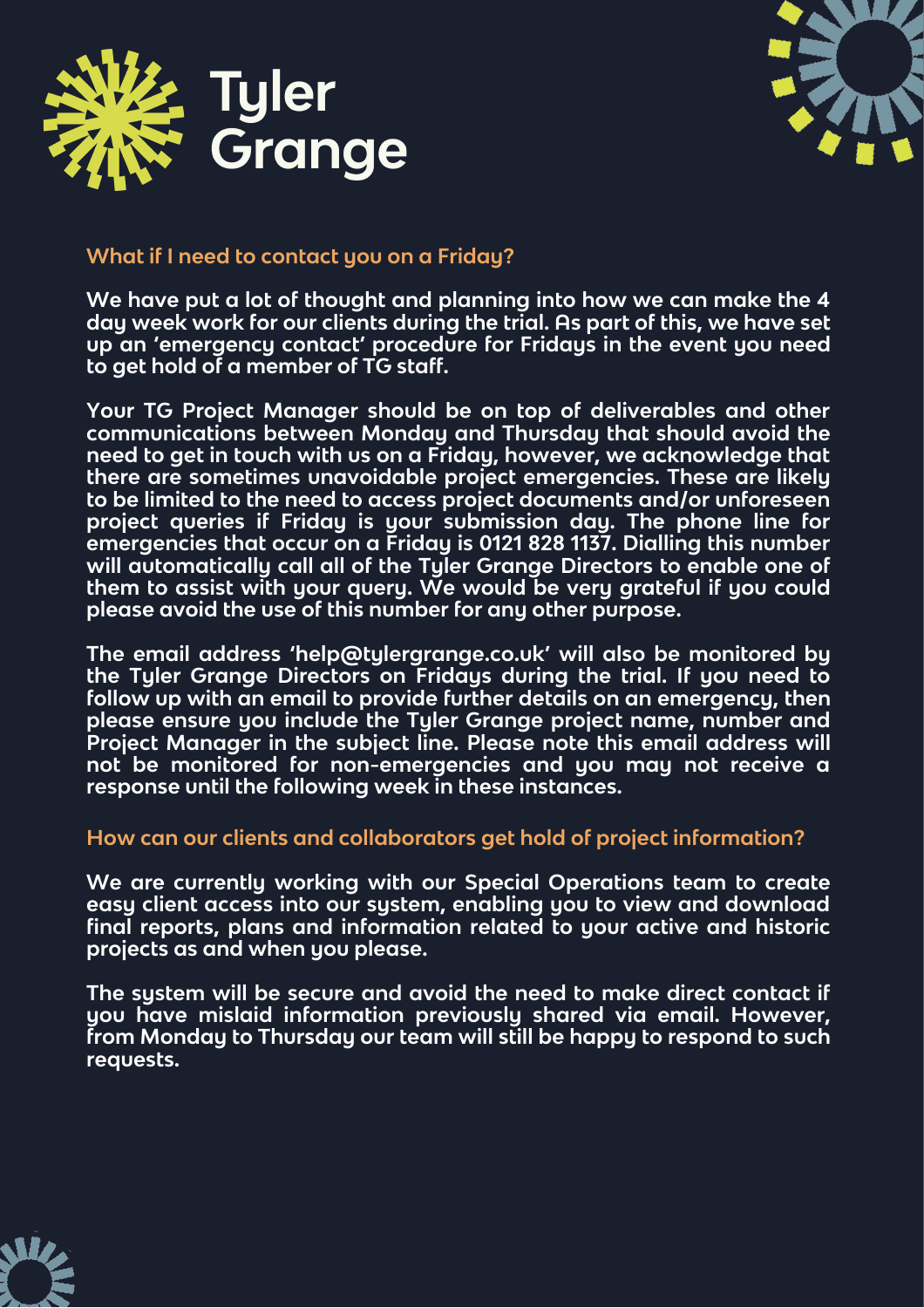Tyler Grange

## What if I need to contact you on a Friday?

We have put a lot of thought and planning into how we can make the 4 day week work for our clients during the trial. As part of this, we have set up an 'emergency contact' procedure for Fridays in the event you need to get hold of a member of TG staff.

Your TG Project Manager should be on top of deliverables and other communications between Monday and Thursday that should avoid the need to get in touch with us on a Friday, however, we acknowledge that there are sometimes unavoidable project emergencies. These are likely to be limited to the need to access project documents and/or unforeseen project queries if Friday is your submission day. The phone line for emergencies that occur on a Friday is 0121 828 1137. Dialling this number will automatically call all of the Tyler Grange Directors to enable one of them to assist with your query. We would be very grateful if you could please avoid the use of this number for any other purpose.

The email address 'help@tylergrange.co.uk' will also be monitored by the Tyler Grange Directors on Fridays during the trial. If you need to follow up with an email to provide further details on an emergency, then please ensure you include the Tyler Grange project name, number and Project Manager in the subject line. Please note this email address will not be monitored for non-emergencies and you may not receive a response until the following week in these instances.

## How can our clients and collaborators get hold of project information?

We are currently working with our Special Operations team to create easy client access into our system, enabling you to view and download final reports, plans and information related to your active and historic projects as and when you please.

The system will be secure and avoid the need to make direct contact if you have mislaid information previously shared via email. However, from Monday to Thursday our team will still be happy to respond to such requests.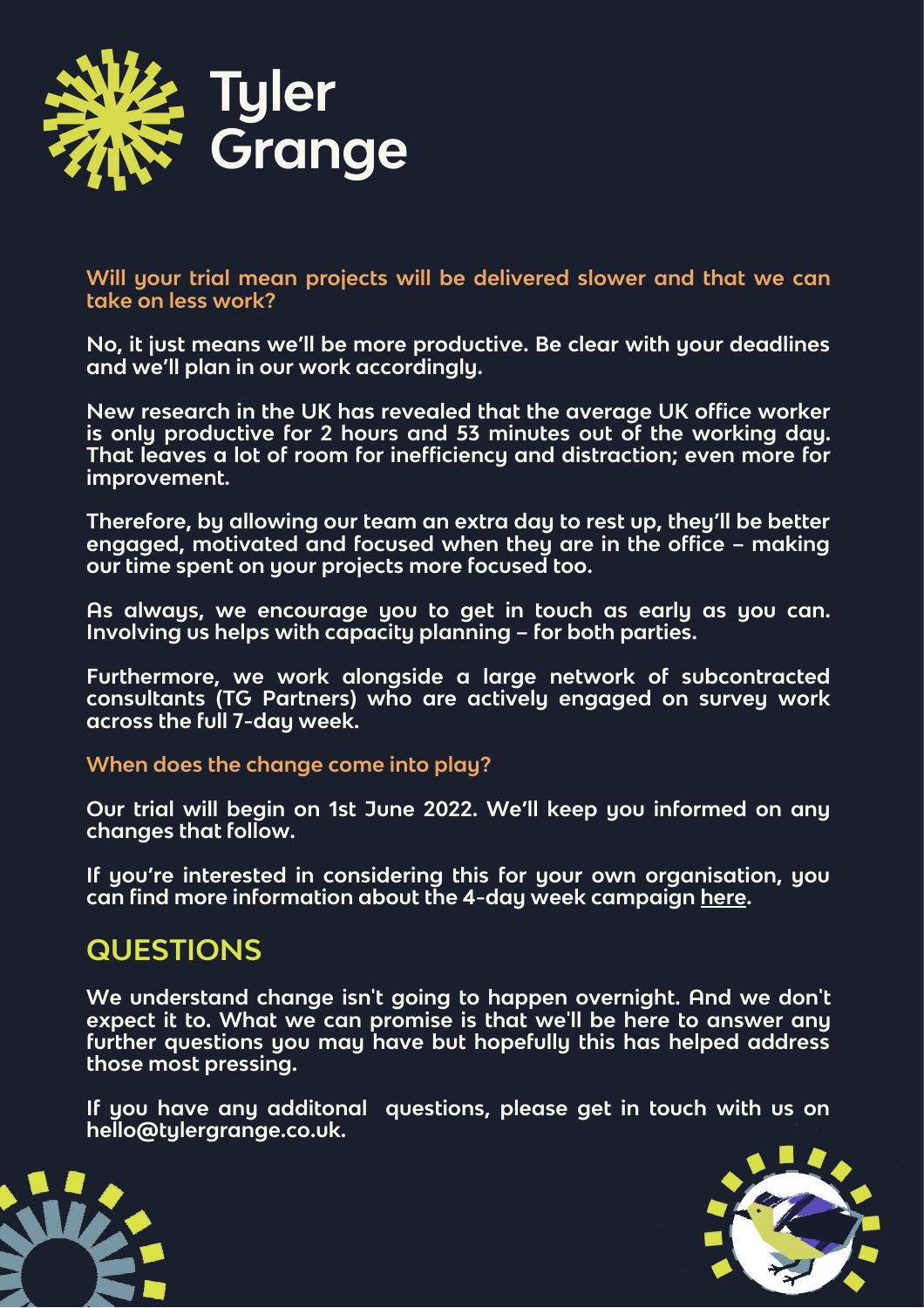Tyler Grange

**Will your trial mean projects will be delivered slower and that we can take on less work?**

No, it just means we'll be more productive. Be clear with your deadlines and we'll plan in our work accordingly.

New research in the UK has revealed that the average UK office worker is only productive for 2 hours and 53 minutes out of the working day. That leaves a lot of room for inefficiency and distraction; even more for improvement.

Therefore, by allowing our team an extra day to rest up, they'll be better engaged, motivated and focused when they are in the office – making our time spent on your projects more focused too.

As always, we encourage you to get in touch as early as you can. Involving us helps with capacity planning – for both parties.

Furthermore, we work alongside a large network of subcontracted consultants (TG Partners) who are actively engaged on survey work across the full 7-day week.

**When does the change come into play?**

Our trial will begin on 1st June 2022. We'll keep you informed on any changes that follow.

If you're interested in considering this for your own organisation, you can find more information about the 4-day week campaign here.

## QUESTIONS

We understand change isn't going to happen overnight. And we don't expect it to. What we can promise is that we'll be here to answer any further questions you may have but hopefully this has helped address those most pressing.

If you have any additonal questions, please get in touch with us on hello@tylergrange.co.uk.